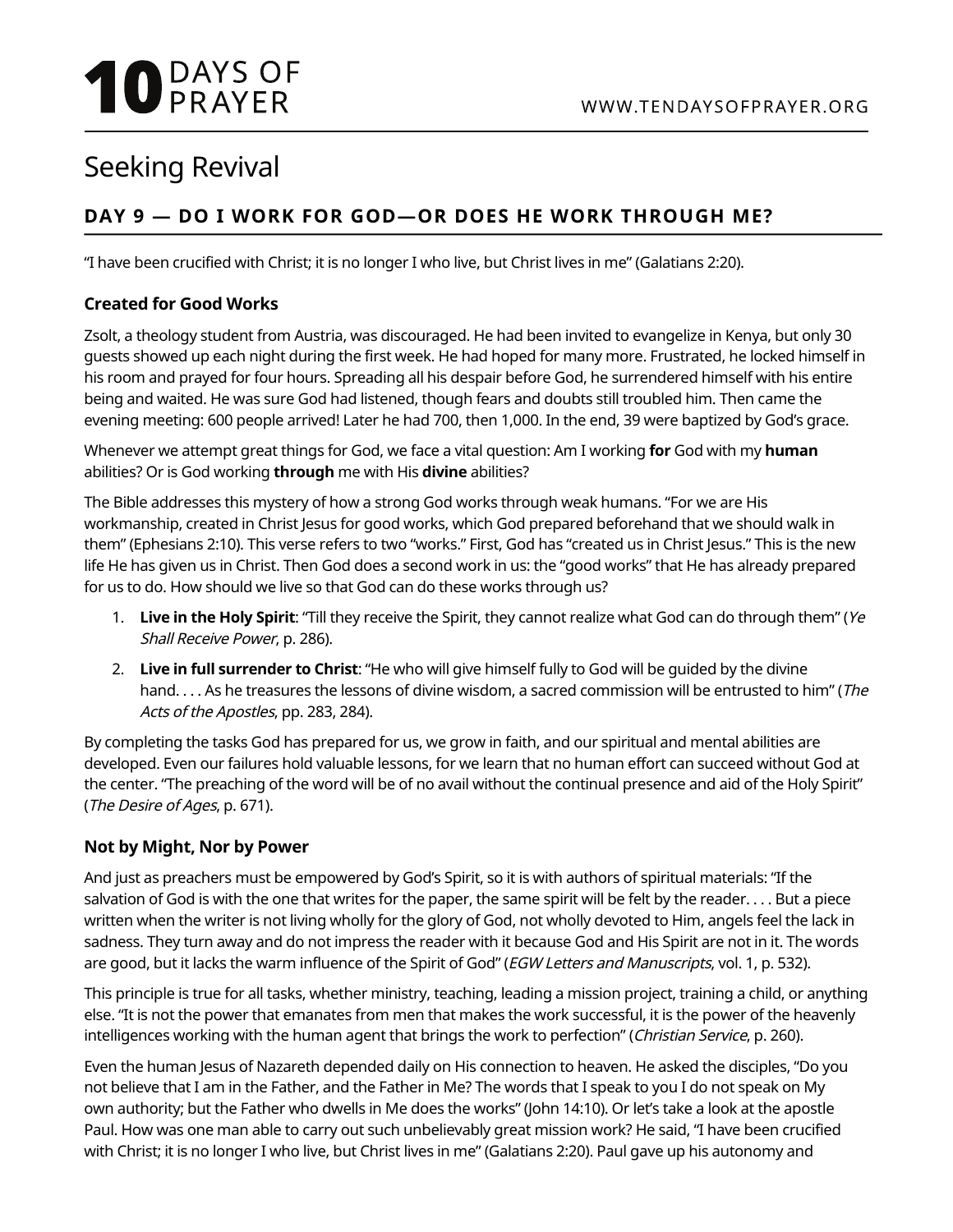# Seeking Revival

## DAY 9 — DO I WORK FOR GOD—OR DOES HE WORK THROUGH ME?

"I have been crucified with Christ; it is no longer I who live, but Christ lives in me" (Galatians 2:20).

### Created for Good Works

Zsolt, a theology student from Austria, was discouraged. He had been invited to evangelize in Kenya, but only 30 guests showed up each night during the first week. He had hoped for many more. Frustrated, he locked himself in his room and prayed for four hours. Spreading all his despair before God, he surrendered himself with his entire being and waited. He was sure God had listened, though fears and doubts still troubled him. Then came the evening meeting: 600 people arrived! Later he had 700, then 1,000. In the end, 39 were baptized by God's grace.

Whenever we attempt great things for God, we face a vital question: Am I working **for** God with my **human** abilities? Or is God working **through** me with His **divine** abilities?

The Bible addresses this mystery of how a strong God works through weak humans. "For we are His workmanship, created in Christ Jesus for good works, which God prepared beforehand that we should walk in them" (Ephesians 2:10). This verse refers to two "works." First, God has "created us in Christ Jesus." This is the new life He has given us in Christ. Then God does a second work in us: the "good works" that He has already prepared for us to do. How should we live so that God can do these works through us?

1. **Live in the Holy Spirit**: "Till they receive the Spirit, they cannot realize what God can do through them" (*Ye Shall Receive Power*, p. 286).
2. **Live in full surrender to Christ**: "He who will give himself fully to God will be guided by the divine hand. . . . As he treasures the lessons of divine wisdom, a sacred commission will be entrusted to him" (*The Acts of the Apostles*, pp. 283, 284).

By completing the tasks God has prepared for us, we grow in faith, and our spiritual and mental abilities are developed. Even our failures hold valuable lessons, for we learn that no human effort can succeed without God at the center. "The preaching of the word will be of no avail without the continual presence and aid of the Holy Spirit" (*The Desire of Ages*, p. 671).

### Not by Might, Nor by Power

And just as preachers must be empowered by God's Spirit, so it is with authors of spiritual materials: "If the salvation of God is with the one that writes for the paper, the same spirit will be felt by the reader. . . . But a piece written when the writer is not living wholly for the glory of God, not wholly devoted to Him, angels feel the lack in sadness. They turn away and do not impress the reader with it because God and His Spirit are not in it. The words are good, but it lacks the warm influence of the Spirit of God" (*EGW Letters and Manuscripts*, vol. 1, p. 532).

This principle is true for all tasks, whether ministry, teaching, leading a mission project, training a child, or anything else. "It is not the power that emanates from men that makes the work successful, it is the power of the heavenly intelligences working with the human agent that brings the work to perfection" (*Christian Service*, p. 260).

Even the human Jesus of Nazareth depended daily on His connection to heaven. He asked the disciples, "Do you not believe that I am in the Father, and the Father in Me? The words that I speak to you I do not speak on My own authority; but the Father who dwells in Me does the works" (John 14:10). Or let's take a look at the apostle Paul. How was one man able to carry out such unbelievably great mission work? He said, "I have been crucified with Christ; it is no longer I who live, but Christ lives in me" (Galatians 2:20). Paul gave up his autonomy and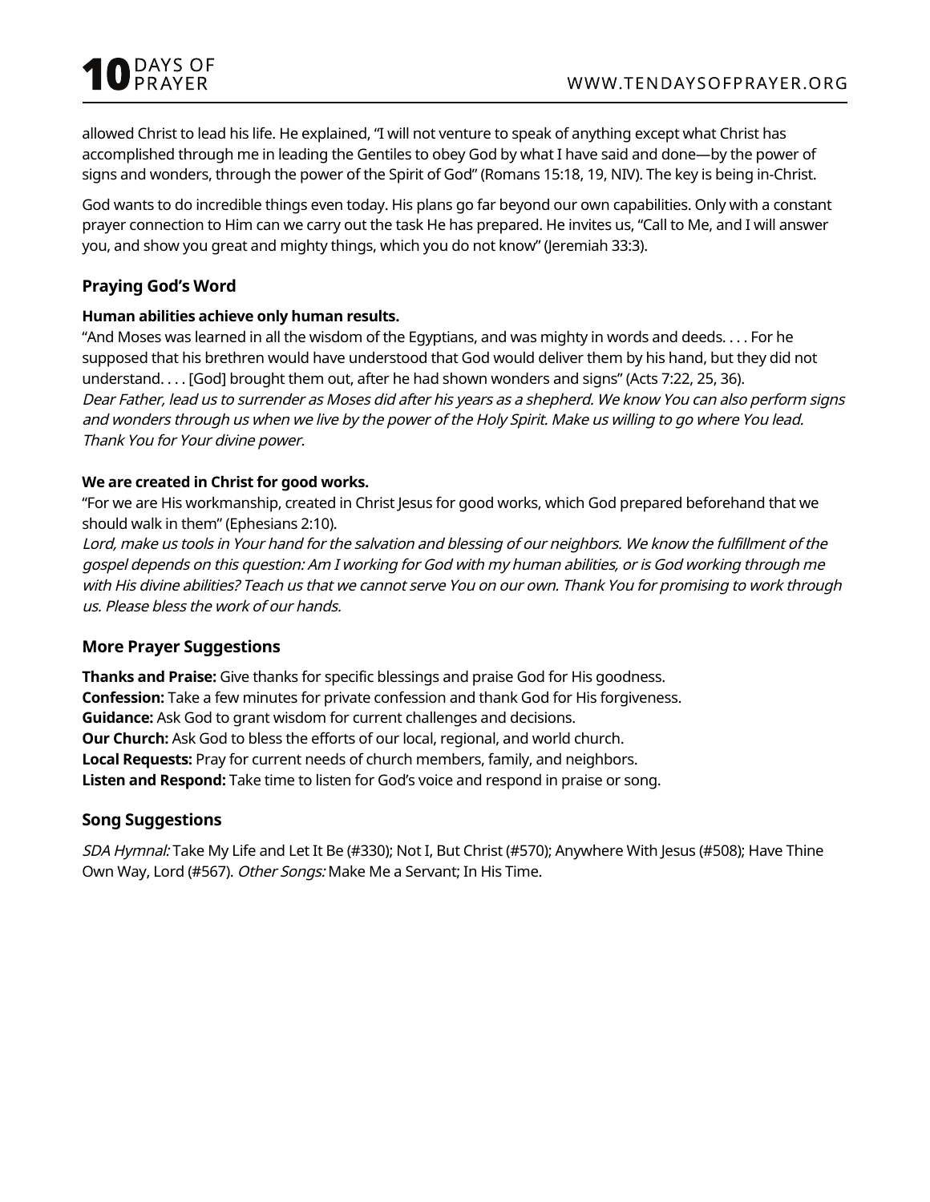allowed Christ to lead his life. He explained, "I will not venture to speak of anything except what Christ has accomplished through me in leading the Gentiles to obey God by what I have said and done—by the power of signs and wonders, through the power of the Spirit of God" (Romans 15:18, 19, NIV). The key is being in-Christ.

God wants to do incredible things even today. His plans go far beyond our own capabilities. Only with a constant prayer connection to Him can we carry out the task He has prepared. He invites us, "Call to Me, and I will answer you, and show you great and mighty things, which you do not know" (Jeremiah 33:3).

## Praying God's Word

**Human abilities achieve only human results.**
"And Moses was learned in all the wisdom of the Egyptians, and was mighty in words and deeds. . . . For he supposed that his brethren would have understood that God would deliver them by his hand, but they did not understand. . . . [God] brought them out, after he had shown wonders and signs" (Acts 7:22, 25, 36).
*Dear Father, lead us to surrender as Moses did after his years as a shepherd. We know You can also perform signs and wonders through us when we live by the power of the Holy Spirit. Make us willing to go where You lead. Thank You for Your divine power.*

**We are created in Christ for good works.**
"For we are His workmanship, created in Christ Jesus for good works, which God prepared beforehand that we should walk in them" (Ephesians 2:10).
*Lord, make us tools in Your hand for the salvation and blessing of our neighbors. We know the fulfillment of the gospel depends on this question: Am I working for God with my human abilities, or is God working through me with His divine abilities? Teach us that we cannot serve You on our own. Thank You for promising to work through us. Please bless the work of our hands.*

## More Prayer Suggestions

**Thanks and Praise:** Give thanks for specific blessings and praise God for His goodness.
**Confession:** Take a few minutes for private confession and thank God for His forgiveness.
**Guidance:** Ask God to grant wisdom for current challenges and decisions.
**Our Church:** Ask God to bless the efforts of our local, regional, and world church.
**Local Requests:** Pray for current needs of church members, family, and neighbors.
**Listen and Respond:** Take time to listen for God's voice and respond in praise or song.

## Song Suggestions

*SDA Hymnal:* Take My Life and Let It Be (#330); Not I, But Christ (#570); Anywhere With Jesus (#508); Have Thine Own Way, Lord (#567). *Other Songs:* Make Me a Servant; In His Time.